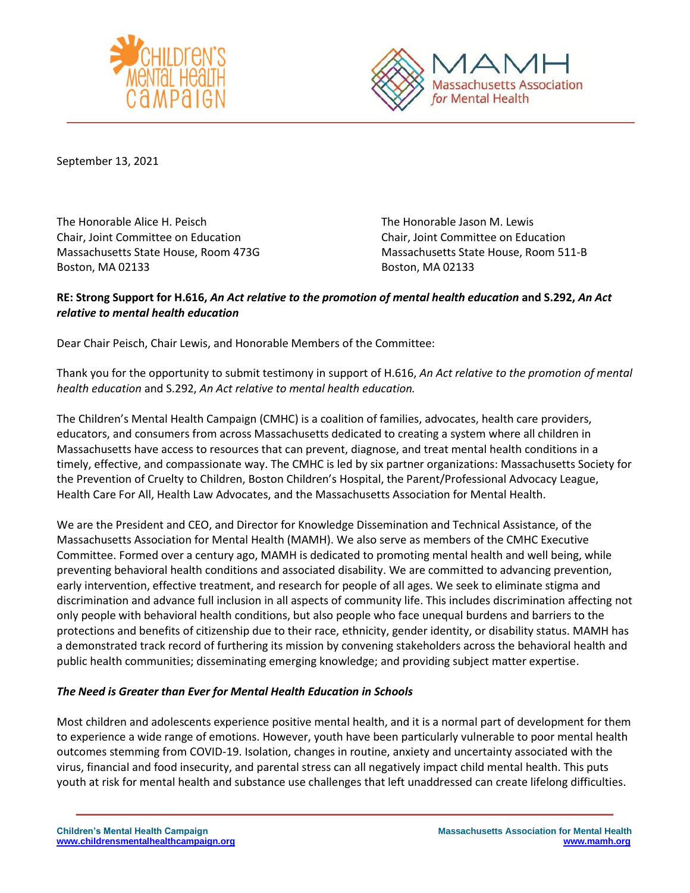September 13, 2021

The Honorable Alice H. Peisch
Chair, Joint Committee on Education
Massachusetts State House, Room 473G
Boston, MA 02133

The Honorable Jason M. Lewis
Chair, Joint Committee on Education
Massachusetts State House, Room 511-B
Boston, MA 02133

**RE: Strong Support for H.616, *An Act relative to the promotion of mental health education* and S.292, *An Act relative to mental health education***

Dear Chair Peisch, Chair Lewis, and Honorable Members of the Committee:

Thank you for the opportunity to submit testimony in support of H.616, *An Act relative to the promotion of mental health education* and S.292, *An Act relative to mental health education.*

The Children's Mental Health Campaign (CMHC) is a coalition of families, advocates, health care providers, educators, and consumers from across Massachusetts dedicated to creating a system where all children in Massachusetts have access to resources that can prevent, diagnose, and treat mental health conditions in a timely, effective, and compassionate way. The CMHC is led by six partner organizations: Massachusetts Society for the Prevention of Cruelty to Children, Boston Children's Hospital, the Parent/Professional Advocacy League, Health Care For All, Health Law Advocates, and the Massachusetts Association for Mental Health.

We are the President and CEO, and Director for Knowledge Dissemination and Technical Assistance, of the Massachusetts Association for Mental Health (MAMH). We also serve as members of the CMHC Executive Committee. Formed over a century ago, MAMH is dedicated to promoting mental health and well being, while preventing behavioral health conditions and associated disability. We are committed to advancing prevention, early intervention, effective treatment, and research for people of all ages. We seek to eliminate stigma and discrimination and advance full inclusion in all aspects of community life. This includes discrimination affecting not only people with behavioral health conditions, but also people who face unequal burdens and barriers to the protections and benefits of citizenship due to their race, ethnicity, gender identity, or disability status. MAMH has a demonstrated track record of furthering its mission by convening stakeholders across the behavioral health and public health communities; disseminating emerging knowledge; and providing subject matter expertise.

***The Need is Greater than Ever for Mental Health Education in Schools***

Most children and adolescents experience positive mental health, and it is a normal part of development for them to experience a wide range of emotions. However, youth have been particularly vulnerable to poor mental health outcomes stemming from COVID-19. Isolation, changes in routine, anxiety and uncertainty associated with the virus, financial and food insecurity, and parental stress can all negatively impact child mental health. This puts youth at risk for mental health and substance use challenges that left unaddressed can create lifelong difficulties.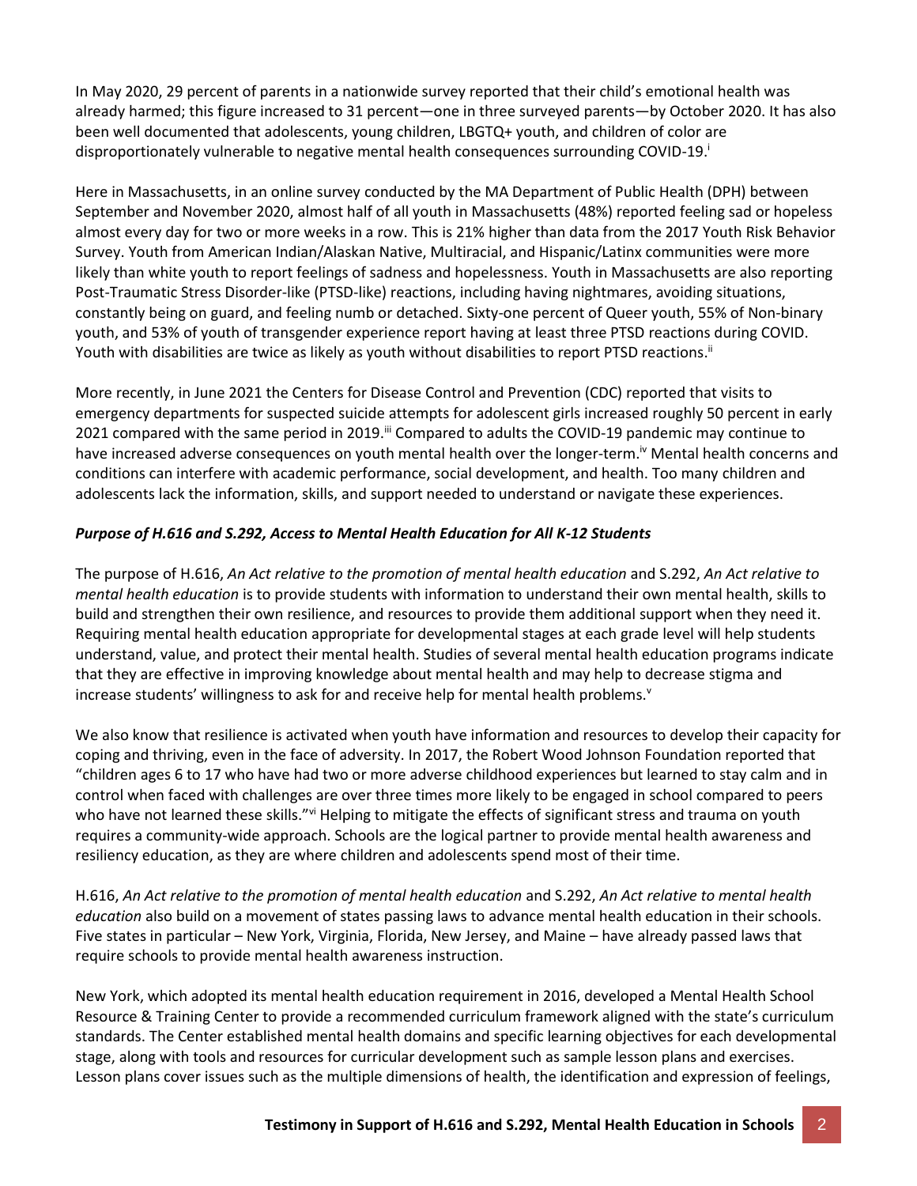In May 2020, 29 percent of parents in a nationwide survey reported that their child's emotional health was already harmed; this figure increased to 31 percent—one in three surveyed parents—by October 2020. It has also been well documented that adolescents, young children, LBGTQ+ youth, and children of color are disproportionately vulnerable to negative mental health consequences surrounding COVID-19.[i]

Here in Massachusetts, in an online survey conducted by the MA Department of Public Health (DPH) between September and November 2020, almost half of all youth in Massachusetts (48%) reported feeling sad or hopeless almost every day for two or more weeks in a row. This is 21% higher than data from the 2017 Youth Risk Behavior Survey. Youth from American Indian/Alaskan Native, Multiracial, and Hispanic/Latinx communities were more likely than white youth to report feelings of sadness and hopelessness. Youth in Massachusetts are also reporting Post-Traumatic Stress Disorder-like (PTSD-like) reactions, including having nightmares, avoiding situations, constantly being on guard, and feeling numb or detached. Sixty-one percent of Queer youth, 55% of Non-binary youth, and 53% of youth of transgender experience report having at least three PTSD reactions during COVID. Youth with disabilities are twice as likely as youth without disabilities to report PTSD reactions.[ii]

More recently, in June 2021 the Centers for Disease Control and Prevention (CDC) reported that visits to emergency departments for suspected suicide attempts for adolescent girls increased roughly 50 percent in early 2021 compared with the same period in 2019.[iii] Compared to adults the COVID-19 pandemic may continue to have increased adverse consequences on youth mental health over the longer-term.[iv] Mental health concerns and conditions can interfere with academic performance, social development, and health. Too many children and adolescents lack the information, skills, and support needed to understand or navigate these experiences.

***Purpose of H.616 and S.292, Access to Mental Health Education for All K-12 Students***

The purpose of H.616, *An Act relative to the promotion of mental health education* and S.292, *An Act relative to mental health education* is to provide students with information to understand their own mental health, skills to build and strengthen their own resilience, and resources to provide them additional support when they need it. Requiring mental health education appropriate for developmental stages at each grade level will help students understand, value, and protect their mental health. Studies of several mental health education programs indicate that they are effective in improving knowledge about mental health and may help to decrease stigma and increase students' willingness to ask for and receive help for mental health problems.[v]

We also know that resilience is activated when youth have information and resources to develop their capacity for coping and thriving, even in the face of adversity. In 2017, the Robert Wood Johnson Foundation reported that "children ages 6 to 17 who have had two or more adverse childhood experiences but learned to stay calm and in control when faced with challenges are over three times more likely to be engaged in school compared to peers who have not learned these skills."[vi] Helping to mitigate the effects of significant stress and trauma on youth requires a community-wide approach. Schools are the logical partner to provide mental health awareness and resiliency education, as they are where children and adolescents spend most of their time.

H.616, *An Act relative to the promotion of mental health education* and S.292, *An Act relative to mental health education* also build on a movement of states passing laws to advance mental health education in their schools. Five states in particular – New York, Virginia, Florida, New Jersey, and Maine – have already passed laws that require schools to provide mental health awareness instruction.

New York, which adopted its mental health education requirement in 2016, developed a Mental Health School Resource & Training Center to provide a recommended curriculum framework aligned with the state's curriculum standards. The Center established mental health domains and specific learning objectives for each developmental stage, along with tools and resources for curricular development such as sample lesson plans and exercises. Lesson plans cover issues such as the multiple dimensions of health, the identification and expression of feelings,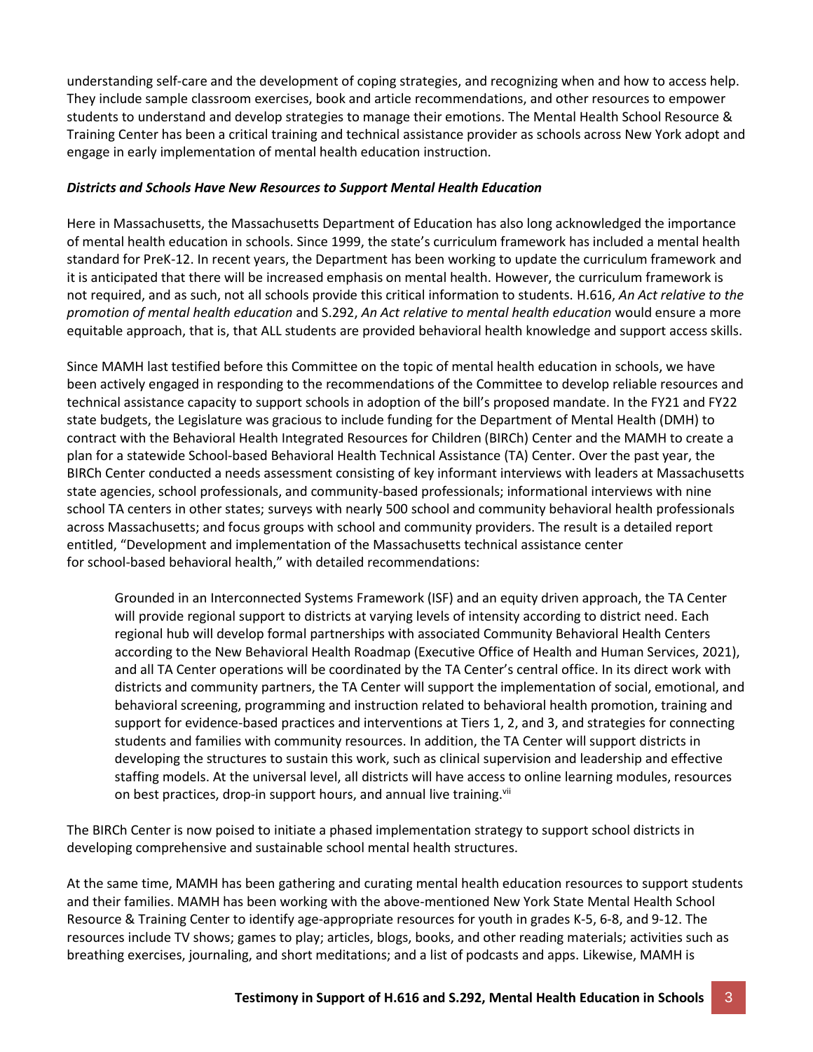understanding self-care and the development of coping strategies, and recognizing when and how to access help. They include sample classroom exercises, book and article recommendations, and other resources to empower students to understand and develop strategies to manage their emotions. The Mental Health School Resource & Training Center has been a critical training and technical assistance provider as schools across New York adopt and engage in early implementation of mental health education instruction.

***Districts and Schools Have New Resources to Support Mental Health Education***

Here in Massachusetts, the Massachusetts Department of Education has also long acknowledged the importance of mental health education in schools. Since 1999, the state's curriculum framework has included a mental health standard for PreK-12. In recent years, the Department has been working to update the curriculum framework and it is anticipated that there will be increased emphasis on mental health. However, the curriculum framework is not required, and as such, not all schools provide this critical information to students. H.616, *An Act relative to the promotion of mental health education* and S.292, *An Act relative to mental health education* would ensure a more equitable approach, that is, that ALL students are provided behavioral health knowledge and support access skills.

Since MAMH last testified before this Committee on the topic of mental health education in schools, we have been actively engaged in responding to the recommendations of the Committee to develop reliable resources and technical assistance capacity to support schools in adoption of the bill's proposed mandate. In the FY21 and FY22 state budgets, the Legislature was gracious to include funding for the Department of Mental Health (DMH) to contract with the Behavioral Health Integrated Resources for Children (BIRCh) Center and the MAMH to create a plan for a statewide School-based Behavioral Health Technical Assistance (TA) Center. Over the past year, the BIRCh Center conducted a needs assessment consisting of key informant interviews with leaders at Massachusetts state agencies, school professionals, and community-based professionals; informational interviews with nine school TA centers in other states; surveys with nearly 500 school and community behavioral health professionals across Massachusetts; and focus groups with school and community providers. The result is a detailed report entitled, "Development and implementation of the Massachusetts technical assistance center for school-based behavioral health," with detailed recommendations:

> Grounded in an Interconnected Systems Framework (ISF) and an equity driven approach, the TA Center will provide regional support to districts at varying levels of intensity according to district need. Each regional hub will develop formal partnerships with associated Community Behavioral Health Centers according to the New Behavioral Health Roadmap (Executive Office of Health and Human Services, 2021), and all TA Center operations will be coordinated by the TA Center's central office. In its direct work with districts and community partners, the TA Center will support the implementation of social, emotional, and behavioral screening, programming and instruction related to behavioral health promotion, training and support for evidence-based practices and interventions at Tiers 1, 2, and 3, and strategies for connecting students and families with community resources. In addition, the TA Center will support districts in developing the structures to sustain this work, such as clinical supervision and leadership and effective staffing models. At the universal level, all districts will have access to online learning modules, resources on best practices, drop-in support hours, and annual live training.[vii]

The BIRCh Center is now poised to initiate a phased implementation strategy to support school districts in developing comprehensive and sustainable school mental health structures.

At the same time, MAMH has been gathering and curating mental health education resources to support students and their families. MAMH has been working with the above-mentioned New York State Mental Health School Resource & Training Center to identify age-appropriate resources for youth in grades K-5, 6-8, and 9-12. The resources include TV shows; games to play; articles, blogs, books, and other reading materials; activities such as breathing exercises, journaling, and short meditations; and a list of podcasts and apps. Likewise, MAMH is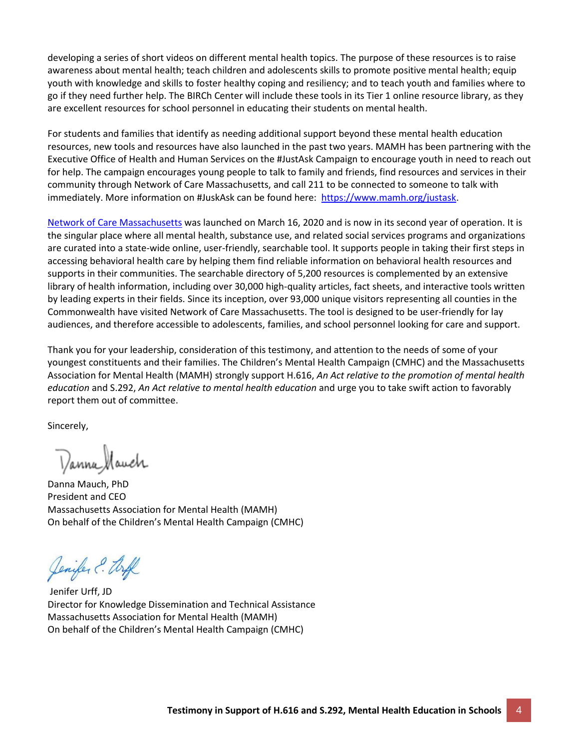developing a series of short videos on different mental health topics. The purpose of these resources is to raise awareness about mental health; teach children and adolescents skills to promote positive mental health; equip youth with knowledge and skills to foster healthy coping and resiliency; and to teach youth and families where to go if they need further help. The BIRCh Center will include these tools in its Tier 1 online resource library, as they are excellent resources for school personnel in educating their students on mental health.

For students and families that identify as needing additional support beyond these mental health education resources, new tools and resources have also launched in the past two years. MAMH has been partnering with the Executive Office of Health and Human Services on the #JustAsk Campaign to encourage youth in need to reach out for help. The campaign encourages young people to talk to family and friends, find resources and services in their community through Network of Care Massachusetts, and call 211 to be connected to someone to talk with immediately. More information on #JuskAsk can be found here: [https://www.mamh.org/justask](https://www.mamh.org/justask).

[Network of Care Massachusetts]() was launched on March 16, 2020 and is now in its second year of operation. It is the singular place where all mental health, substance use, and related social services programs and organizations are curated into a state-wide online, user-friendly, searchable tool. It supports people in taking their first steps in accessing behavioral health care by helping them find reliable information on behavioral health resources and supports in their communities. The searchable directory of 5,200 resources is complemented by an extensive library of health information, including over 30,000 high-quality articles, fact sheets, and interactive tools written by leading experts in their fields. Since its inception, over 93,000 unique visitors representing all counties in the Commonwealth have visited Network of Care Massachusetts. The tool is designed to be user-friendly for lay audiences, and therefore accessible to adolescents, families, and school personnel looking for care and support.

Thank you for your leadership, consideration of this testimony, and attention to the needs of some of your youngest constituents and their families. The Children's Mental Health Campaign (CMHC) and the Massachusetts Association for Mental Health (MAMH) strongly support H.616, *An Act relative to the promotion of mental health education* and S.292, *An Act relative to mental health education* and urge you to take swift action to favorably report them out of committee.

Sincerely,

Danna Mauch, PhD
President and CEO
Massachusetts Association for Mental Health (MAMH)
On behalf of the Children's Mental Health Campaign (CMHC)

Jenifer Urff, JD
Director for Knowledge Dissemination and Technical Assistance
Massachusetts Association for Mental Health (MAMH)
On behalf of the Children's Mental Health Campaign (CMHC)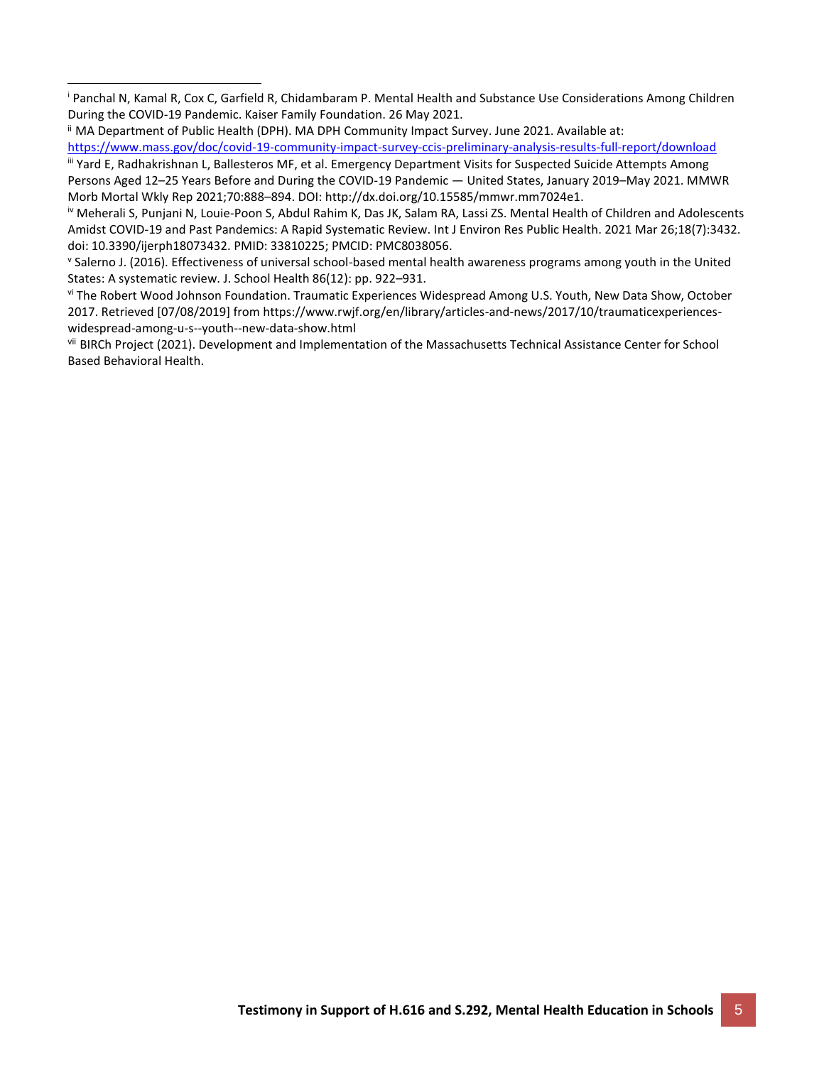[i] Panchal N, Kamal R, Cox C, Garfield R, Chidambaram P. Mental Health and Substance Use Considerations Among Children During the COVID-19 Pandemic. Kaiser Family Foundation. 26 May 2021.

[ii] MA Department of Public Health (DPH). MA DPH Community Impact Survey. June 2021. Available at: https://www.mass.gov/doc/covid-19-community-impact-survey-ccis-preliminary-analysis-results-full-report/download

[iii] Yard E, Radhakrishnan L, Ballesteros MF, et al. Emergency Department Visits for Suspected Suicide Attempts Among Persons Aged 12–25 Years Before and During the COVID-19 Pandemic — United States, January 2019–May 2021. MMWR Morb Mortal Wkly Rep 2021;70:888–894. DOI: http://dx.doi.org/10.15585/mmwr.mm7024e1.

[iv] Meherali S, Punjani N, Louie-Poon S, Abdul Rahim K, Das JK, Salam RA, Lassi ZS. Mental Health of Children and Adolescents Amidst COVID-19 and Past Pandemics: A Rapid Systematic Review. Int J Environ Res Public Health. 2021 Mar 26;18(7):3432. doi: 10.3390/ijerph18073432. PMID: 33810225; PMCID: PMC8038056.

[v] Salerno J. (2016). Effectiveness of universal school-based mental health awareness programs among youth in the United States: A systematic review. J. School Health 86(12): pp. 922–931.

[vi] The Robert Wood Johnson Foundation. Traumatic Experiences Widespread Among U.S. Youth, New Data Show, October 2017. Retrieved [07/08/2019] from https://www.rwjf.org/en/library/articles-and-news/2017/10/traumaticexperiences-widespread-among-u-s--youth--new-data-show.html

[vii] BIRCh Project (2021). Development and Implementation of the Massachusetts Technical Assistance Center for School Based Behavioral Health.